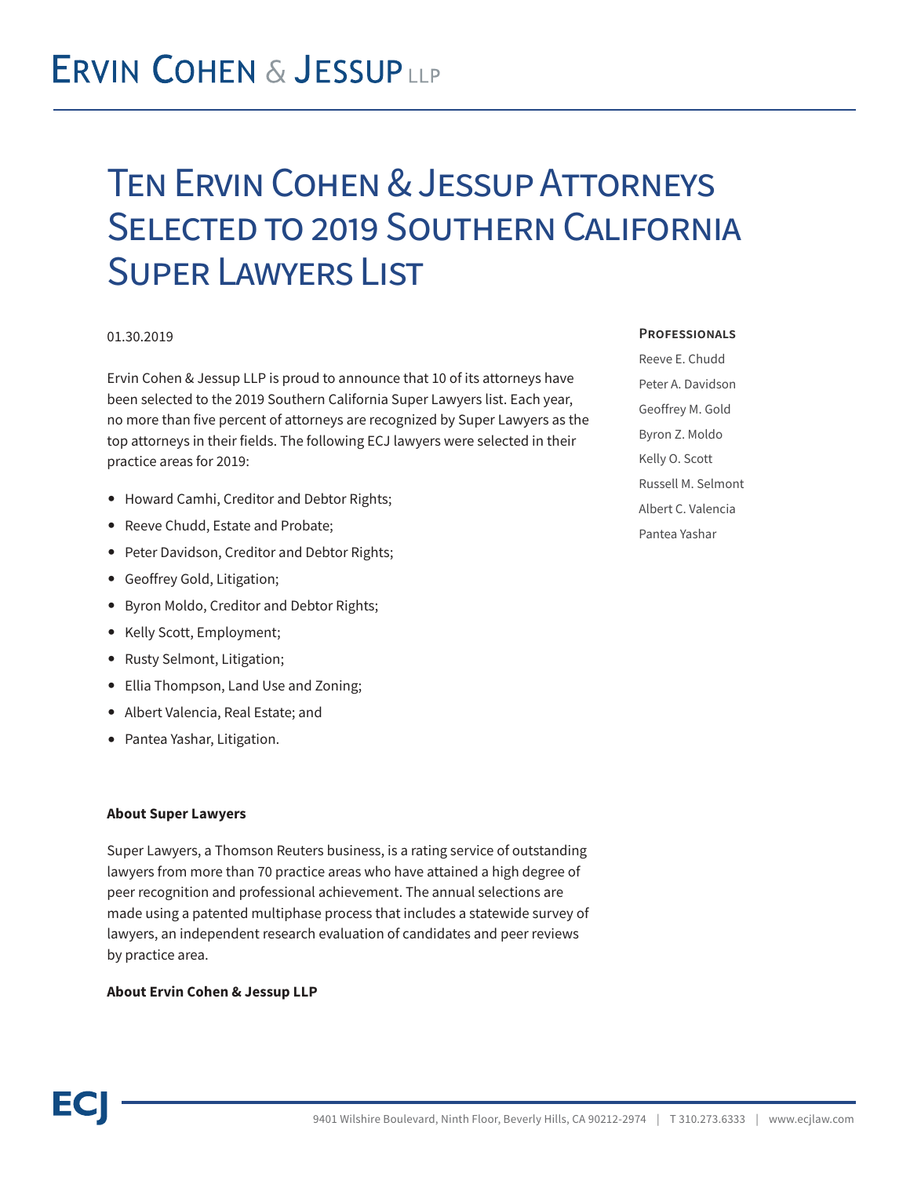# Ervin Cohen & Jessup LLP

## Ten Ervin Cohen & Jessup Attorneys Selected to 2019 Southern California Super Lawyers List

01.30.2019

Ervin Cohen & Jessup LLP is proud to announce that 10 of its attorneys have been selected to the 2019 Southern California Super Lawyers list. Each year, no more than five percent of attorneys are recognized by Super Lawyers as the top attorneys in their fields. The following ECJ lawyers were selected in their practice areas for 2019:

- Howard Camhi, Creditor and Debtor Rights;
- Reeve Chudd, Estate and Probate;
- Peter Davidson, Creditor and Debtor Rights;
- Geoffrey Gold, Litigation;
- Byron Moldo, Creditor and Debtor Rights;
- Kelly Scott, Employment;
- Rusty Selmont, Litigation;
- Ellia Thompson, Land Use and Zoning;
- Albert Valencia, Real Estate; and
- Pantea Yashar, Litigation.

**About Super Lawyers**

Super Lawyers, a Thomson Reuters business, is a rating service of outstanding lawyers from more than 70 practice areas who have attained a high degree of peer recognition and professional achievement. The annual selections are made using a patented multiphase process that includes a statewide survey of lawyers, an independent research evaluation of candidates and peer reviews by practice area.

**About Ervin Cohen & Jessup LLP**

**Professionals**

Reeve E. Chudd

Peter A. Davidson

Geoffrey M. Gold

Byron Z. Moldo

Kelly O. Scott

Russell M. Selmont

Albert C. Valencia

Pantea Yashar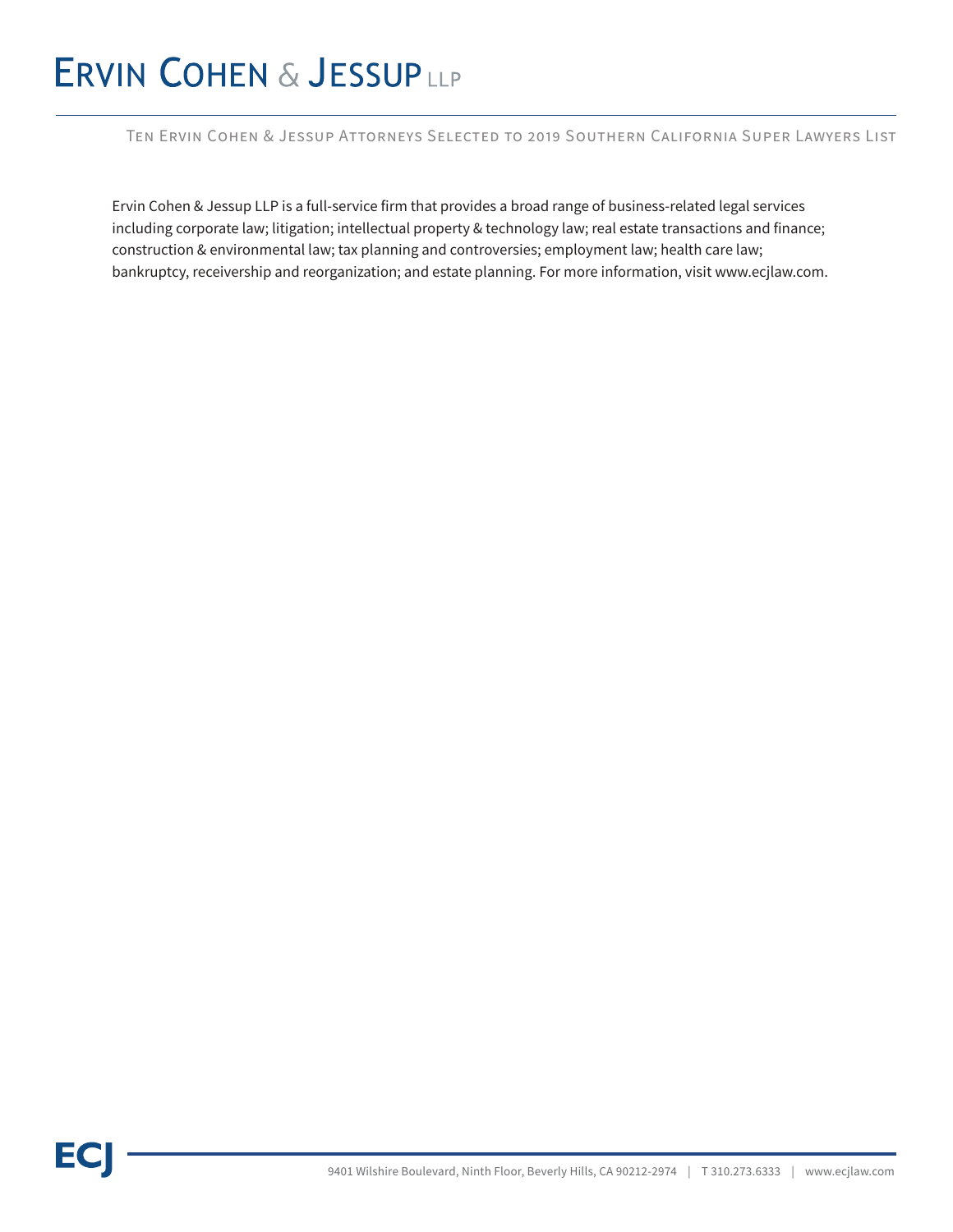Ervin Cohen & Jessup LLP is a full-service firm that provides a broad range of business-related legal services including corporate law; litigation; intellectual property & technology law; real estate transactions and finance; construction & environmental law; tax planning and controversies; employment law; health care law; bankruptcy, receivership and reorganization; and estate planning. For more information, visit www.ecjlaw.com.